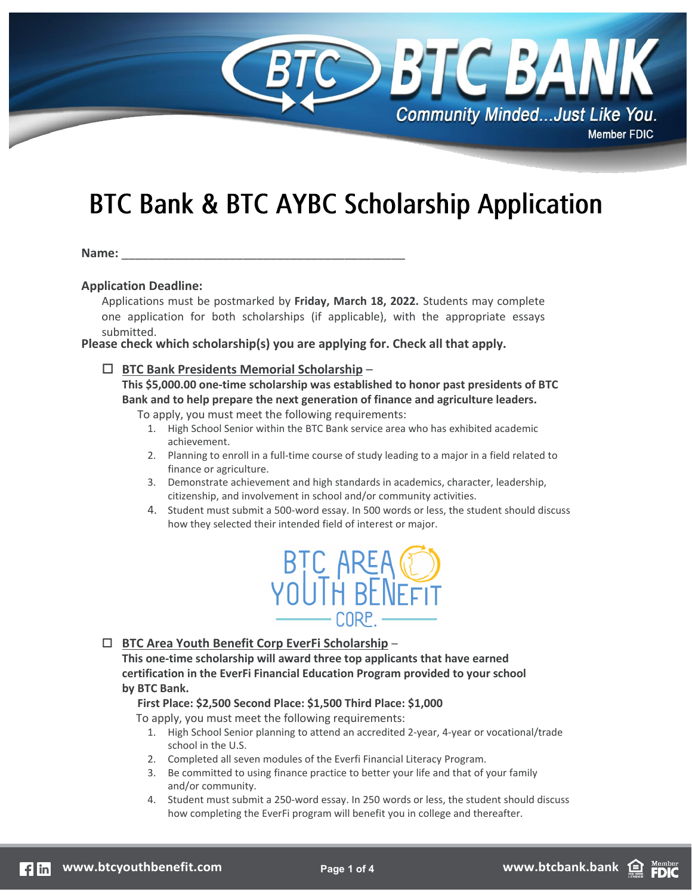# BTC Bank & BTC AYBC Scholarship Application

**Name:** ___________________________________________

**Application Deadline:**

Applications must be postmarked by **Friday, March 18, 2022.** Students may complete one application for both scholarships (if applicable), with the appropriate essays submitted.

**Please check which scholarship(s) you are applying for. Check all that apply.**

☐ **BTC Bank Presidents Memorial Scholarship** –
**This $5,000.00 one-time scholarship was established to honor past presidents of BTC Bank and to help prepare the next generation of finance and agriculture leaders.**

To apply, you must meet the following requirements:

1. High School Senior within the BTC Bank service area who has exhibited academic achievement.
2. Planning to enroll in a full-time course of study leading to a major in a field related to finance or agriculture.
3. Demonstrate achievement and high standards in academics, character, leadership, citizenship, and involvement in school and/or community activities.
4. Student must submit a 500-word essay. In 500 words or less, the student should discuss how they selected their intended field of interest or major.

☐ **BTC Area Youth Benefit Corp EverFi Scholarship** –
**This one-time scholarship will award three top applicants that have earned certification in the EverFi Financial Education Program provided to your school by BTC Bank.**

**First Place: $2,500 Second Place: $1,500 Third Place: $1,000**

To apply, you must meet the following requirements:

1. High School Senior planning to attend an accredited 2-year, 4-year or vocational/trade school in the U.S.
2. Completed all seven modules of the Everfi Financial Literacy Program.
3. Be committed to using finance practice to better your life and that of your family and/or community.
4. Student must submit a 250-word essay. In 250 words or less, the student should discuss how completing the EverFi program will benefit you in college and thereafter.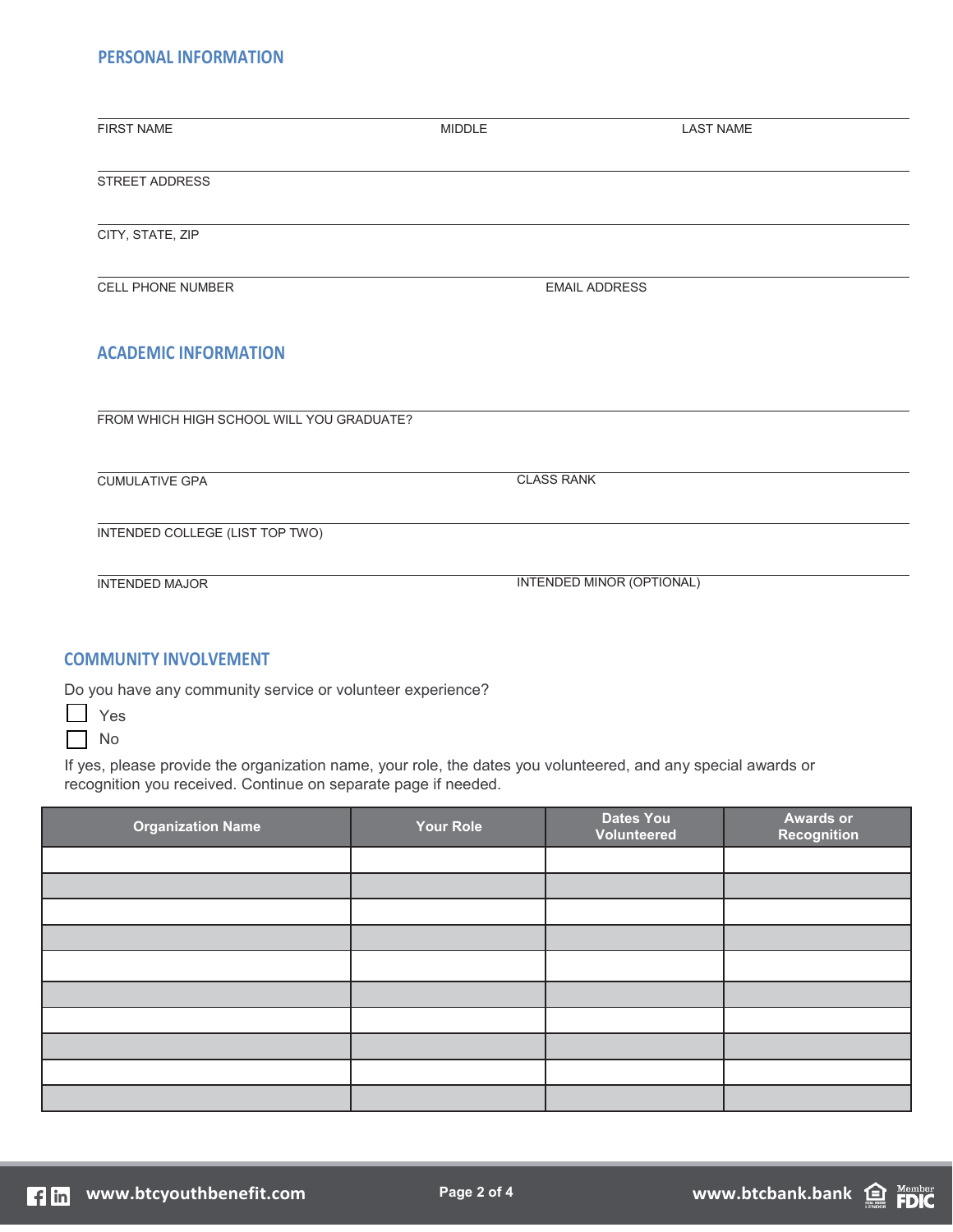## PERSONAL INFORMATION

FIRST NAME ______________________ MIDDLE ______________________ LAST NAME ______________________

STREET ADDRESS ______________________

CITY, STATE, ZIP ______________________

CELL PHONE NUMBER ______________________ EMAIL ADDRESS ______________________

## ACADEMIC INFORMATION

FROM WHICH HIGH SCHOOL WILL YOU GRADUATE? ______________________

CUMULATIVE GPA ______________________ CLASS RANK ______________________

INTENDED COLLEGE (LIST TOP TWO) ______________________

INTENDED MAJOR ______________________ INTENDED MINOR (OPTIONAL) ______________________

## COMMUNITY INVOLVEMENT

Do you have any community service or volunteer experience?

- ☐ Yes
- ☐ No

If yes, please provide the organization name, your role, the dates you volunteered, and any special awards or recognition you received. Continue on separate page if needed.

| Organization Name | Your Role | Dates You Volunteered | Awards or Recognition |
|---|---|---|---|
| | | | |
| | | | |
| | | | |
| | | | |
| | | | |
| | | | |
| | | | |
| | | | |
| | | | |
| | | | |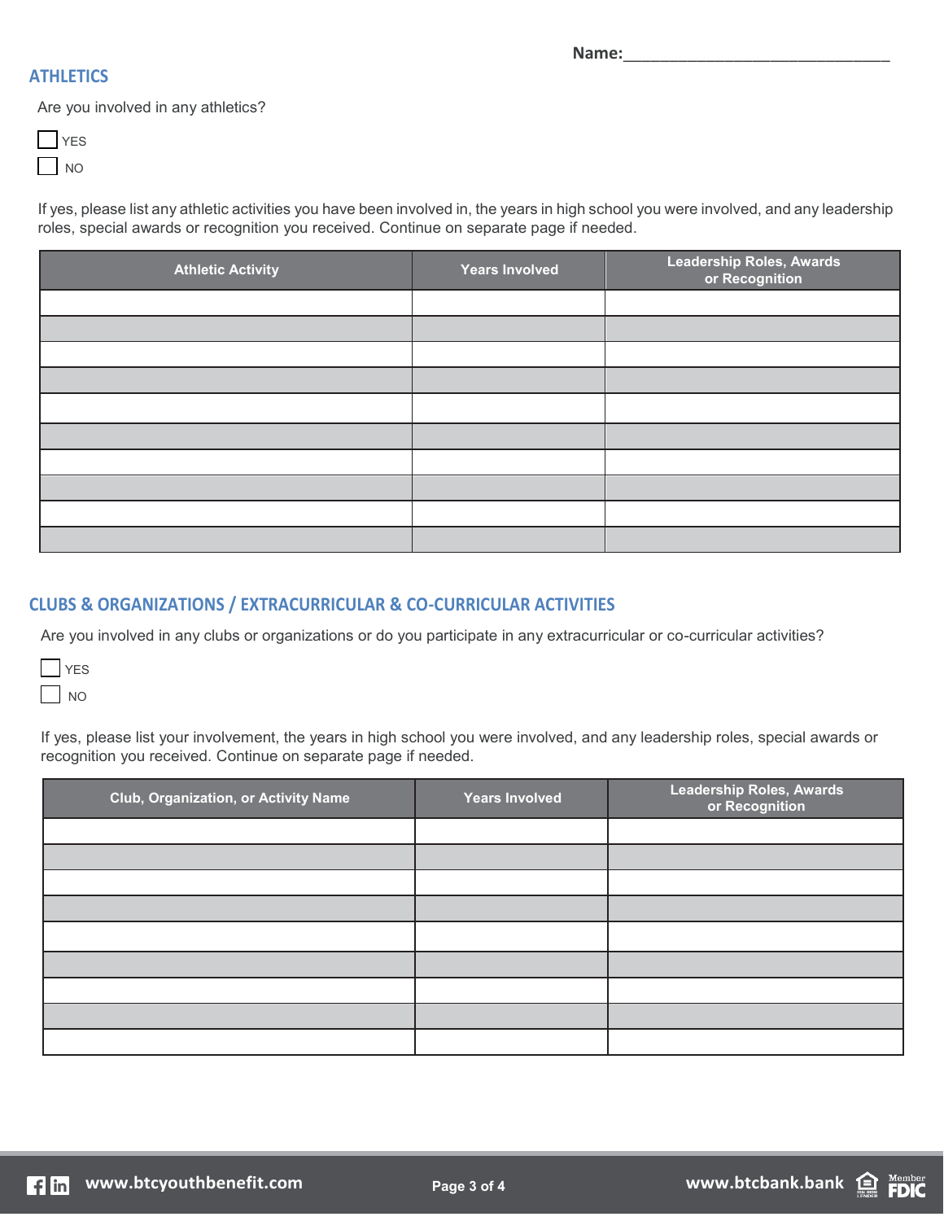**Name:**______________________________

## ATHLETICS

Are you involved in any athletics?

☐ YES

☐ NO

If yes, please list any athletic activities you have been involved in, the years in high school you were involved, and any leadership roles, special awards or recognition you received. Continue on separate page if needed.

| Athletic Activity | Years Involved | Leadership Roles, Awards or Recognition |
|---|---|---|
| | | |
| | | |
| | | |
| | | |
| | | |
| | | |
| | | |
| | | |
| | | |
| | | |

## CLUBS & ORGANIZATIONS / EXTRACURRICULAR & CO-CURRICULAR ACTIVITIES

Are you involved in any clubs or organizations or do you participate in any extracurricular or co-curricular activities?

☐ YES

☐ NO

If yes, please list your involvement, the years in high school you were involved, and any leadership roles, special awards or recognition you received. Continue on separate page if needed.

| Club, Organization, or Activity Name | Years Involved | Leadership Roles, Awards or Recognition |
|---|---|---|
| | | |
| | | |
| | | |
| | | |
| | | |
| | | |
| | | |
| | | |
| | | |

www.btcyouthbenefit.com

www.btcbank.bank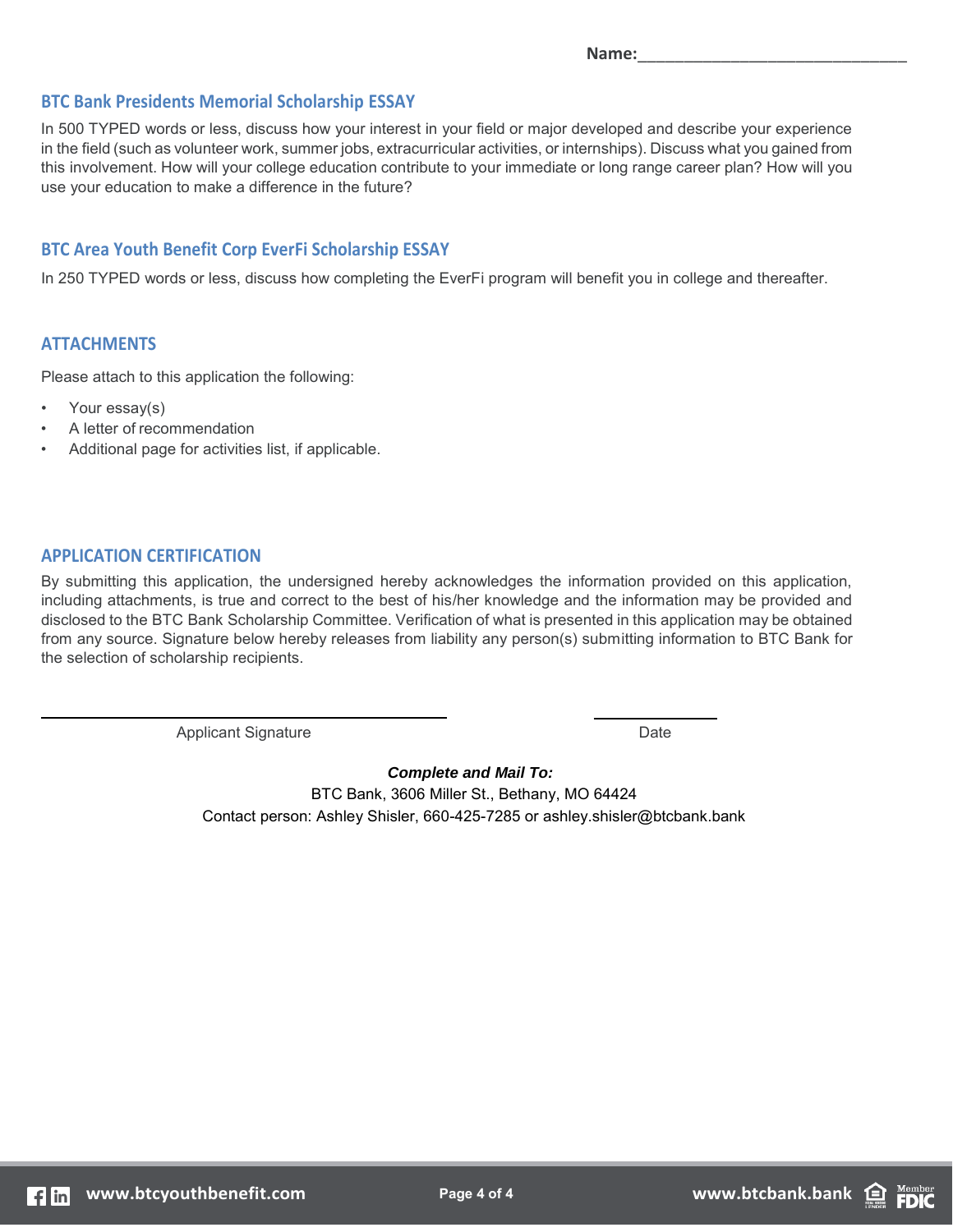Name:______________________________

## BTC Bank Presidents Memorial Scholarship ESSAY

In 500 TYPED words or less, discuss how your interest in your field or major developed and describe your experience in the field (such as volunteer work, summer jobs, extracurricular activities, or internships). Discuss what you gained from this involvement. How will your college education contribute to your immediate or long range career plan? How will you use your education to make a difference in the future?

## BTC Area Youth Benefit Corp EverFi Scholarship ESSAY

In 250 TYPED words or less, discuss how completing the EverFi program will benefit you in college and thereafter.

## ATTACHMENTS

Please attach to this application the following:

- Your essay(s)
- A letter of recommendation
- Additional page for activities list, if applicable.

## APPLICATION CERTIFICATION

By submitting this application, the undersigned hereby acknowledges the information provided on this application, including attachments, is true and correct to the best of his/her knowledge and the information may be provided and disclosed to the BTC Bank Scholarship Committee. Verification of what is presented in this application may be obtained from any source. Signature below hereby releases from liability any person(s) submitting information to BTC Bank for the selection of scholarship recipients.

______________________________ Applicant Signature

______________ Date

***Complete and Mail To:***

BTC Bank, 3606 Miller St., Bethany, MO 64424

Contact person: Ashley Shisler, 660-425-7285 or ashley.shisler@btcbank.bank

www.btcyouthbenefit.com

www.btcbank.bank